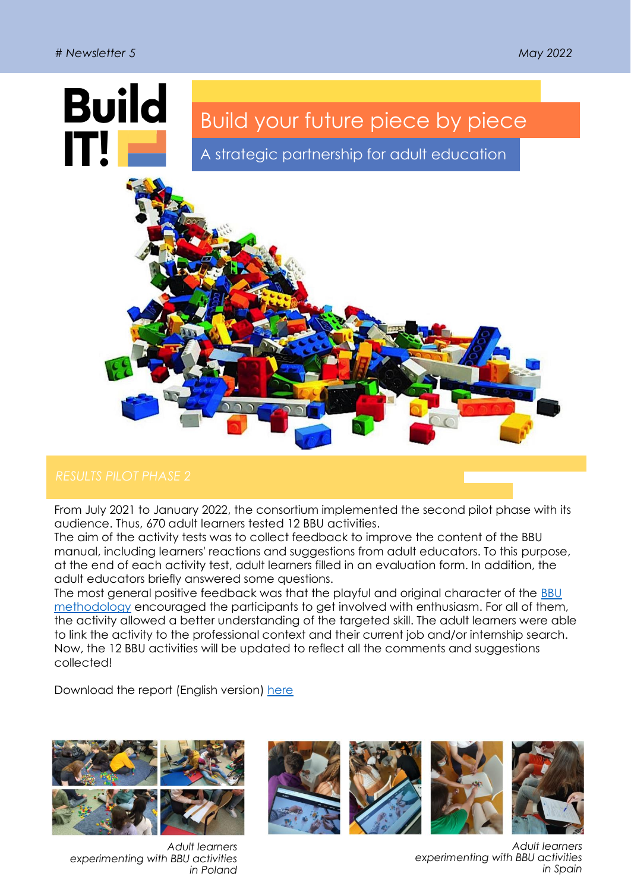# Newsletter 5

May 2022

# Build IT!

## Build your future piece by piece

### A strategic partnership for adult education

## RESULTS PILOT PHASE 2

From July 2021 to January 2022, the consortium implemented the second pilot phase with its audience. Thus, 670 adult learners tested 12 BBU activities.

The aim of the activity tests was to collect feedback to improve the content of the BBU manual, including learners' reactions and suggestions from adult educators. To this purpose, at the end of each activity test, adult learners filled in an evaluation form. In addition, the adult educators briefly answered some questions.

The most general positive feedback was that the playful and original character of the BBU methodology encouraged the participants to get involved with enthusiasm. For all of them, the activity allowed a better understanding of the targeted skill. The adult learners were able to link the activity to the professional context and their current job and/or internship search.

Now, the 12 BBU activities will be updated to reflect all the comments and suggestions collected!

Download the report (English version) here

*Adult learners experimenting with BBU activities in Poland*

*Adult learners experimenting with BBU activities in Spain*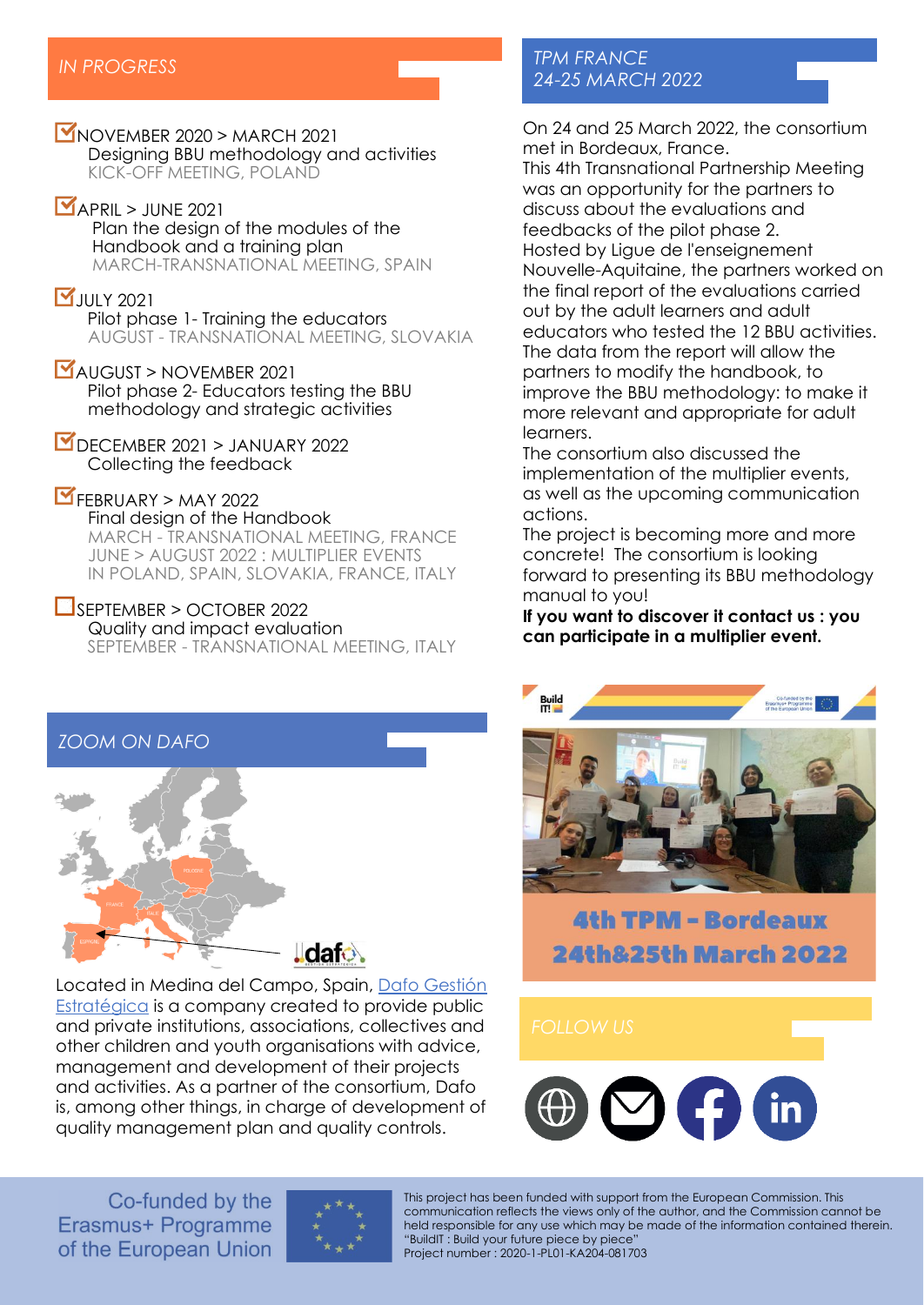## IN PROGRESS

- ☑ NOVEMBER 2020 > MARCH 2021
  Designing BBU methodology and activities
  KICK-OFF MEETING, POLAND

- ☑ APRIL > JUNE 2021
  Plan the design of the modules of the Handbook and a training plan
  MARCH-TRANSNATIONAL MEETING, SPAIN

- ☑ JULY 2021
  Pilot phase 1- Training the educators
  AUGUST - TRANSNATIONAL MEETING, SLOVAKIA

- ☑ AUGUST > NOVEMBER 2021
  Pilot phase 2- Educators testing the BBU methodology and strategic activities

- ☑ DECEMBER 2021 > JANUARY 2022
  Collecting the feedback

- ☑ FEBRUARY > MAY 2022
  Final design of the Handbook
  MARCH - TRANSNATIONAL MEETING, FRANCE
  JUNE > AUGUST 2022 : MULTIPLIER EVENTS
  IN POLAND, SPAIN, SLOVAKIA, FRANCE, ITALY

- ☐ SEPTEMBER > OCTOBER 2022
  Quality and impact evaluation
  SEPTEMBER - TRANSNATIONAL MEETING, ITALY

## ZOOM ON DAFO

POLOGNE
FRANCE
ITALIE
ESPAGNE

dafo

Located in Medina del Campo, Spain, Dafo Gestión Estratégica is a company created to provide public and private institutions, associations, collectives and other children and youth organisations with advice, management and development of their projects and activities. As a partner of the consortium, Dafo is, among other things, in charge of development of quality management plan and quality controls.

## TPM FRANCE 24-25 MARCH 2022

On 24 and 25 March 2022, the consortium met in Bordeaux, France.
This 4th Transnational Partnership Meeting was an opportunity for the partners to discuss about the evaluations and feedbacks of the pilot phase 2.
Hosted by Ligue de l'enseignement Nouvelle-Aquitaine, the partners worked on the final report of the evaluations carried out by the adult learners and adult educators who tested the 12 BBU activities. The data from the report will allow the partners to modify the handbook, to improve the BBU methodology: to make it more relevant and appropriate for adult learners.
The consortium also discussed the implementation of the multiplier events, as well as the upcoming communication actions.
The project is becoming more and more concrete! The consortium is looking forward to presenting its BBU methodology manual to you!
**If you want to discover it contact us : you can participate in a multiplier event.**

4th TPM - Bordeaux
24th&25th March 2022

## FOLLOW US

Co-funded by the Erasmus+ Programme of the European Union

This project has been funded with support from the European Commission. This communication reflects the views only of the author, and the Commission cannot be held responsible for any use which may be made of the information contained therein.
"BuildIT : Build your future piece by piece"
Project number : 2020-1-PL01-KA204-081703